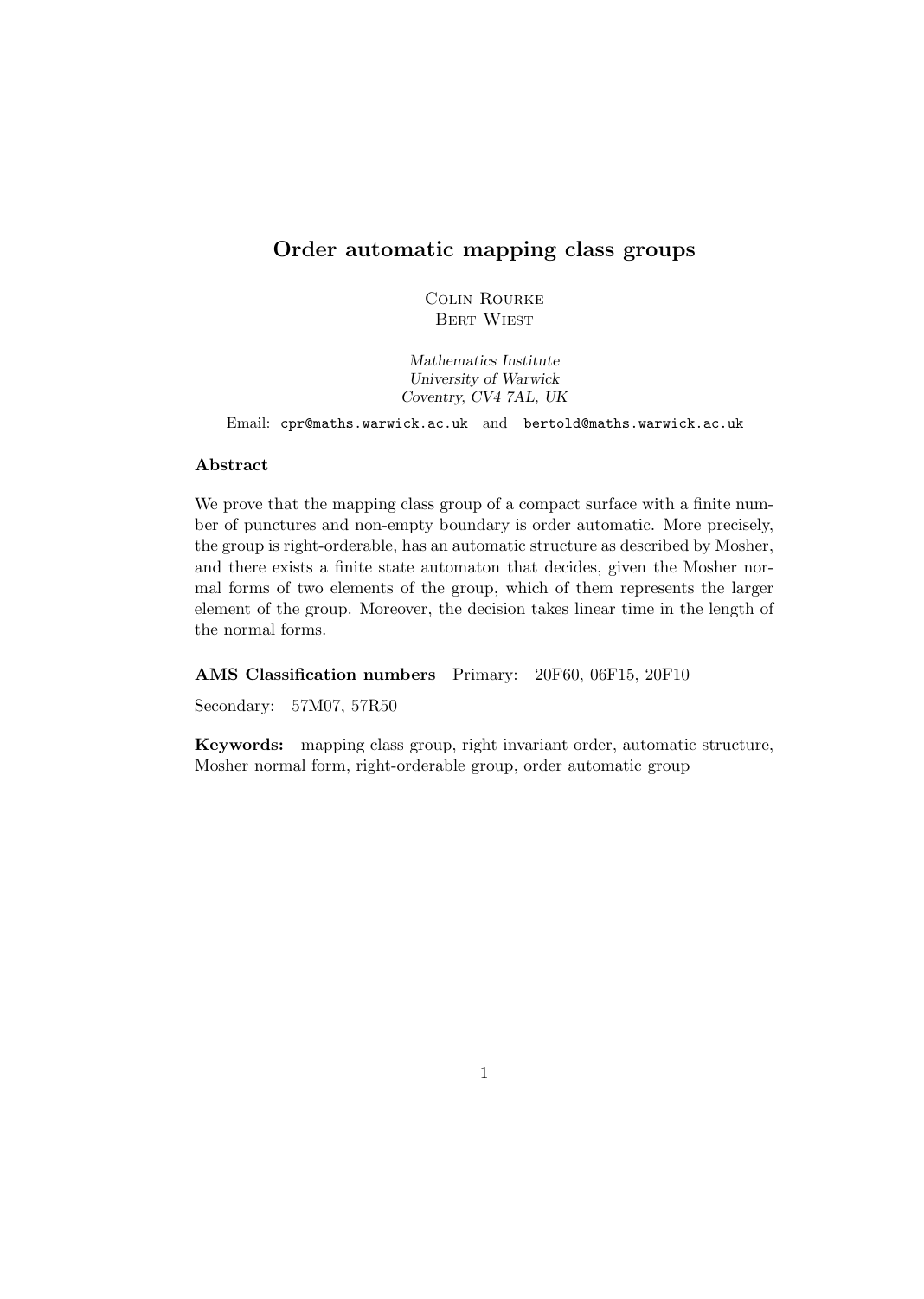# Order automatic mapping class groups

Colin Rourke
Bert Wiest

*Mathematics Institute*
*University of Warwick*
*Coventry, CV4 7AL, UK*

Email: cpr@maths.warwick.ac.uk and bertold@maths.warwick.ac.uk

### Abstract

We prove that the mapping class group of a compact surface with a finite number of punctures and non-empty boundary is order automatic. More precisely, the group is right-orderable, has an automatic structure as described by Mosher, and there exists a finite state automaton that decides, given the Mosher normal forms of two elements of the group, which of them represents the larger element of the group. Moreover, the decision takes linear time in the length of the normal forms.

**AMS Classification numbers** Primary: 20F60, 06F15, 20F10

Secondary: 57M07, 57R50

**Keywords:** mapping class group, right invariant order, automatic structure, Mosher normal form, right-orderable group, order automatic group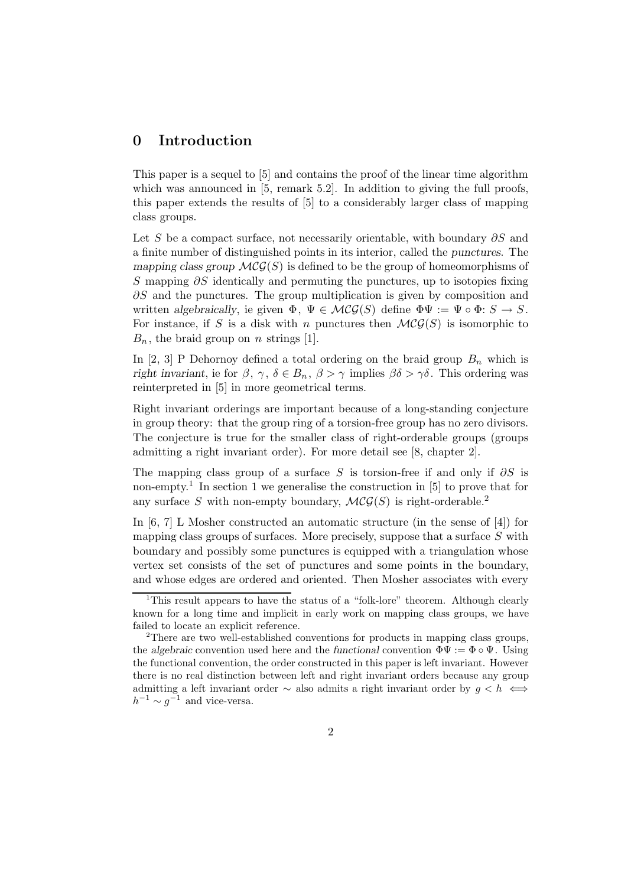# 0 Introduction

This paper is a sequel to [5] and contains the proof of the linear time algorithm which was announced in [5, remark 5.2]. In addition to giving the full proofs, this paper extends the results of [5] to a considerably larger class of mapping class groups.

Let $S$ be a compact surface, not necessarily orientable, with boundary $\partial S$ and a finite number of distinguished points in its interior, called the *punctures*. The *mapping class group* $\mathcal{MCG}(S)$ is defined to be the group of homeomorphisms of $S$ mapping $\partial S$ identically and permuting the punctures, up to isotopies fixing $\partial S$ and the punctures. The group multiplication is given by composition and written *algebraically*, ie given $\Phi,\ \Psi \in \mathcal{MCG}(S)$ define $\Phi\Psi := \Psi \circ \Phi\colon S \to S$. For instance, if $S$ is a disk with $n$ punctures then $\mathcal{MCG}(S)$ is isomorphic to $B_n$, the braid group on $n$ strings [1].

In [2, 3] P Dehornoy defined a total ordering on the braid group $B_n$ which is *right invariant*, ie for $\beta,\ \gamma,\ \delta \in B_n$, $\beta > \gamma$ implies $\beta\delta > \gamma\delta$. This ordering was reinterpreted in [5] in more geometrical terms.

Right invariant orderings are important because of a long-standing conjecture in group theory: that the group ring of a torsion-free group has no zero divisors. The conjecture is true for the smaller class of right-orderable groups (groups admitting a right invariant order). For more detail see [8, chapter 2].

The mapping class group of a surface $S$ is torsion-free if and only if $\partial S$ is non-empty.[1] In section 1 we generalise the construction in [5] to prove that for any surface $S$ with non-empty boundary, $\mathcal{MCG}(S)$ is right-orderable.[2]

In [6, 7] L Mosher constructed an automatic structure (in the sense of [4]) for mapping class groups of surfaces. More precisely, suppose that a surface $S$ with boundary and possibly some punctures is equipped with a triangulation whose vertex set consists of the set of punctures and some points in the boundary, and whose edges are ordered and oriented. Then Mosher associates with every

[1] This result appears to have the status of a "folk-lore" theorem. Although clearly known for a long time and implicit in early work on mapping class groups, we have failed to locate an explicit reference.

[2] There are two well-established conventions for products in mapping class groups, the *algebraic* convention used here and the *functional* convention $\Phi\Psi := \Phi \circ \Psi$. Using the functional convention, the order constructed in this paper is left invariant. However there is no real distinction between left and right invariant orders because any group admitting a left invariant order $\sim$ also admits a right invariant order by $g < h \iff h^{-1} \sim g^{-1}$ and vice-versa.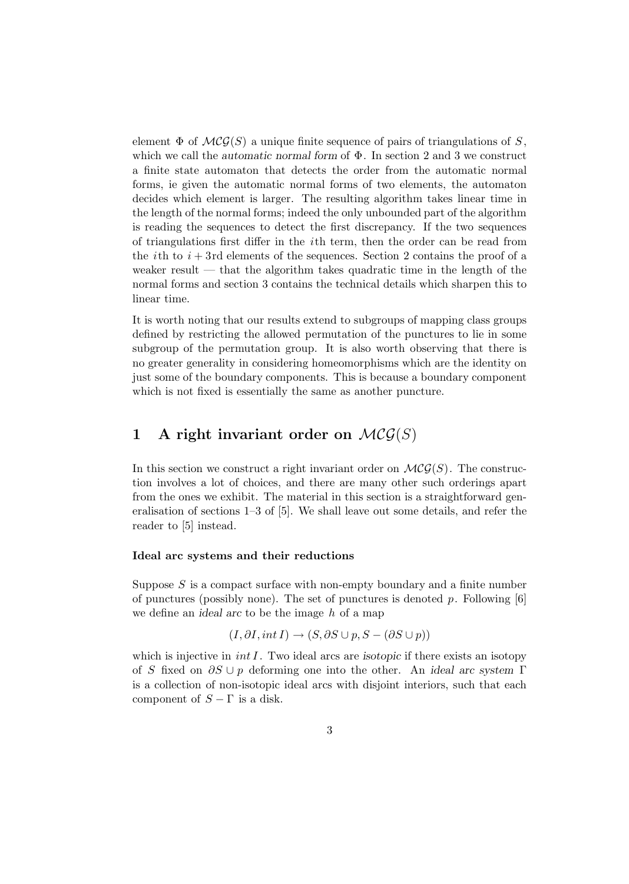element $\Phi$ of $\mathcal{MCG}(S)$ a unique finite sequence of pairs of triangulations of $S$, which we call the *automatic normal form* of $\Phi$. In section 2 and 3 we construct a finite state automaton that detects the order from the automatic normal forms, ie given the automatic normal forms of two elements, the automaton decides which element is larger. The resulting algorithm takes linear time in the length of the normal forms; indeed the only unbounded part of the algorithm is reading the sequences to detect the first discrepancy. If the two sequences of triangulations first differ in the $i$th term, then the order can be read from the $i$th to $i+3$rd elements of the sequences. Section 2 contains the proof of a weaker result — that the algorithm takes quadratic time in the length of the normal forms and section 3 contains the technical details which sharpen this to linear time.

It is worth noting that our results extend to subgroups of mapping class groups defined by restricting the allowed permutation of the punctures to lie in some subgroup of the permutation group. It is also worth observing that there is no greater generality in considering homeomorphisms which are the identity on just some of the boundary components. This is because a boundary component which is not fixed is essentially the same as another puncture.

## 1 A right invariant order on $\mathcal{MCG}(S)$

In this section we construct a right invariant order on $\mathcal{MCG}(S)$. The construction involves a lot of choices, and there are many other such orderings apart from the ones we exhibit. The material in this section is a straightforward generalisation of sections 1–3 of [5]. We shall leave out some details, and refer the reader to [5] instead.

#### Ideal arc systems and their reductions

Suppose $S$ is a compact surface with non-empty boundary and a finite number of punctures (possibly none). The set of punctures is denoted $p$. Following [6] we define an *ideal arc* to be the image $h$ of a map

$$(I, \partial I, int\, I) \rightarrow (S, \partial S \cup p, S - (\partial S \cup p))$$

which is injective in $int\, I$. Two ideal arcs are *isotopic* if there exists an isotopy of $S$ fixed on $\partial S \cup p$ deforming one into the other. An *ideal arc system* $\Gamma$ is a collection of non-isotopic ideal arcs with disjoint interiors, such that each component of $S - \Gamma$ is a disk.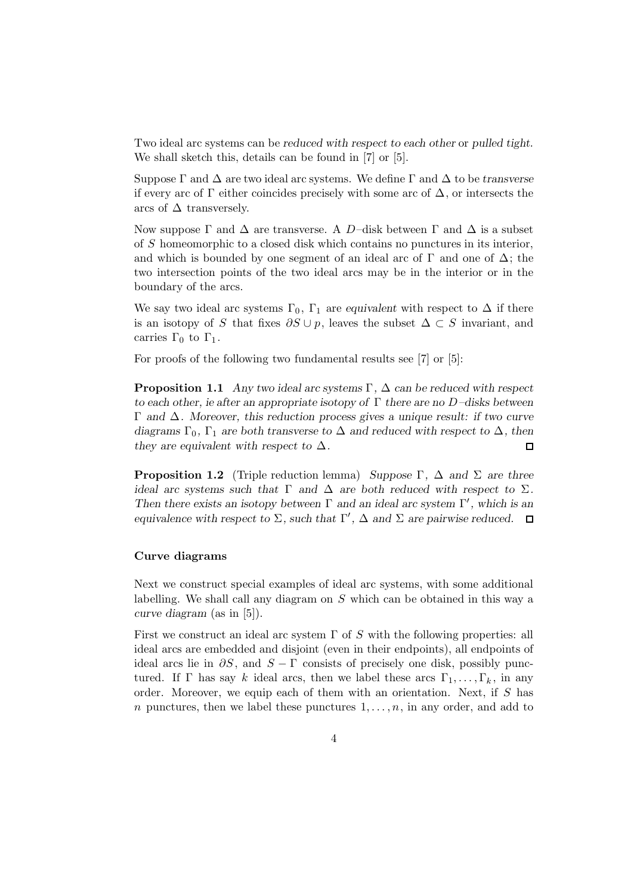Two ideal arc systems can be *reduced with respect to each other* or *pulled tight*. We shall sketch this, details can be found in [7] or [5].

Suppose $\Gamma$ and $\Delta$ are two ideal arc systems. We define $\Gamma$ and $\Delta$ to be *transverse* if every arc of $\Gamma$ either coincides precisely with some arc of $\Delta$, or intersects the arcs of $\Delta$ transversely.

Now suppose $\Gamma$ and $\Delta$ are transverse. A $D$–disk between $\Gamma$ and $\Delta$ is a subset of $S$ homeomorphic to a closed disk which contains no punctures in its interior, and which is bounded by one segment of an ideal arc of $\Gamma$ and one of $\Delta$; the two intersection points of the two ideal arcs may be in the interior or in the boundary of the arcs.

We say two ideal arc systems $\Gamma_0$, $\Gamma_1$ are *equivalent* with respect to $\Delta$ if there is an isotopy of $S$ that fixes $\partial S \cup p$, leaves the subset $\Delta \subset S$ invariant, and carries $\Gamma_0$ to $\Gamma_1$.

For proofs of the following two fundamental results see [7] or [5]:

**Proposition 1.1** *Any two ideal arc systems $\Gamma$, $\Delta$ can be reduced with respect to each other, ie after an appropriate isotopy of $\Gamma$ there are no $D$–disks between $\Gamma$ and $\Delta$. Moreover, this reduction process gives a unique result: if two curve diagrams $\Gamma_0$, $\Gamma_1$ are both transverse to $\Delta$ and reduced with respect to $\Delta$, then they are equivalent with respect to $\Delta$.* □

**Proposition 1.2** (Triple reduction lemma) *Suppose $\Gamma$, $\Delta$ and $\Sigma$ are three ideal arc systems such that $\Gamma$ and $\Delta$ are both reduced with respect to $\Sigma$. Then there exists an isotopy between $\Gamma$ and an ideal arc system $\Gamma'$, which is an equivalence with respect to $\Sigma$, such that $\Gamma'$, $\Delta$ and $\Sigma$ are pairwise reduced.* □

### Curve diagrams

Next we construct special examples of ideal arc systems, with some additional labelling. We shall call any diagram on $S$ which can be obtained in this way a *curve diagram* (as in [5]).

First we construct an ideal arc system $\Gamma$ of $S$ with the following properties: all ideal arcs are embedded and disjoint (even in their endpoints), all endpoints of ideal arcs lie in $\partial S$, and $S - \Gamma$ consists of precisely one disk, possibly punctured. If $\Gamma$ has say $k$ ideal arcs, then we label these arcs $\Gamma_1, \ldots, \Gamma_k$, in any order. Moreover, we equip each of them with an orientation. Next, if $S$ has $n$ punctures, then we label these punctures $1, \ldots, n$, in any order, and add to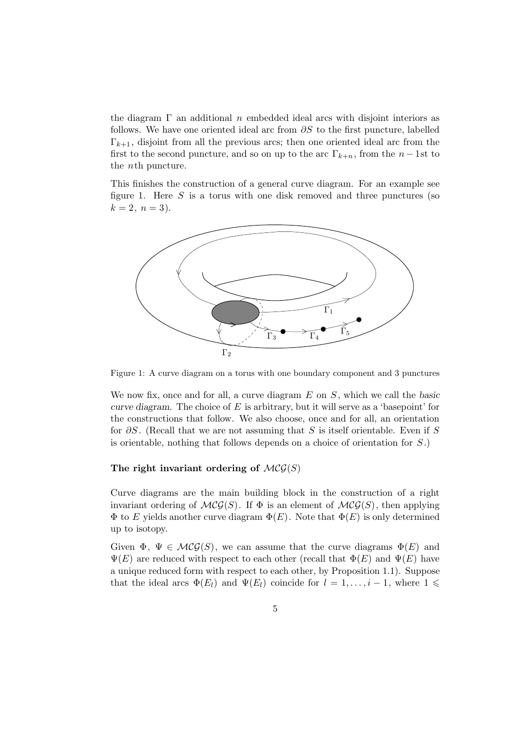the diagram $\Gamma$ an additional $n$ embedded ideal arcs with disjoint interiors as follows. We have one oriented ideal arc from $\partial S$ to the first puncture, labelled $\Gamma_{k+1}$, disjoint from all the previous arcs; then one oriented ideal arc from the first to the second puncture, and so on up to the arc $\Gamma_{k+n}$, from the $n-1$st to the $n$th puncture.

This finishes the construction of a general curve diagram. For an example see figure 1. Here $S$ is a torus with one disk removed and three punctures (so $k = 2,\ n = 3$).

Figure 1: A curve diagram on a torus with one boundary component and 3 punctures

We now fix, once and for all, a curve diagram $E$ on $S$, which we call the *basic curve diagram*. The choice of $E$ is arbitrary, but it will serve as a 'basepoint' for the constructions that follow. We also choose, once and for all, an orientation for $\partial S$. (Recall that we are not assuming that $S$ is itself orientable. Even if $S$ is orientable, nothing that follows depends on a choice of orientation for $S$.)

### The right invariant ordering of $\mathcal{MCG}(S)$

Curve diagrams are the main building block in the construction of a right invariant ordering of $\mathcal{MCG}(S)$. If $\Phi$ is an element of $\mathcal{MCG}(S)$, then applying $\Phi$ to $E$ yields another curve diagram $\Phi(E)$. Note that $\Phi(E)$ is only determined up to isotopy.

Given $\Phi,\ \Psi \in \mathcal{MCG}(S)$, we can assume that the curve diagrams $\Phi(E)$ and $\Psi(E)$ are reduced with respect to each other (recall that $\Phi(E)$ and $\Psi(E)$ have a unique reduced form with respect to each other, by Proposition 1.1). Suppose that the ideal arcs $\Phi(E_l)$ and $\Psi(E_l)$ coincide for $l = 1, \ldots, i-1$, where $1 \leqslant$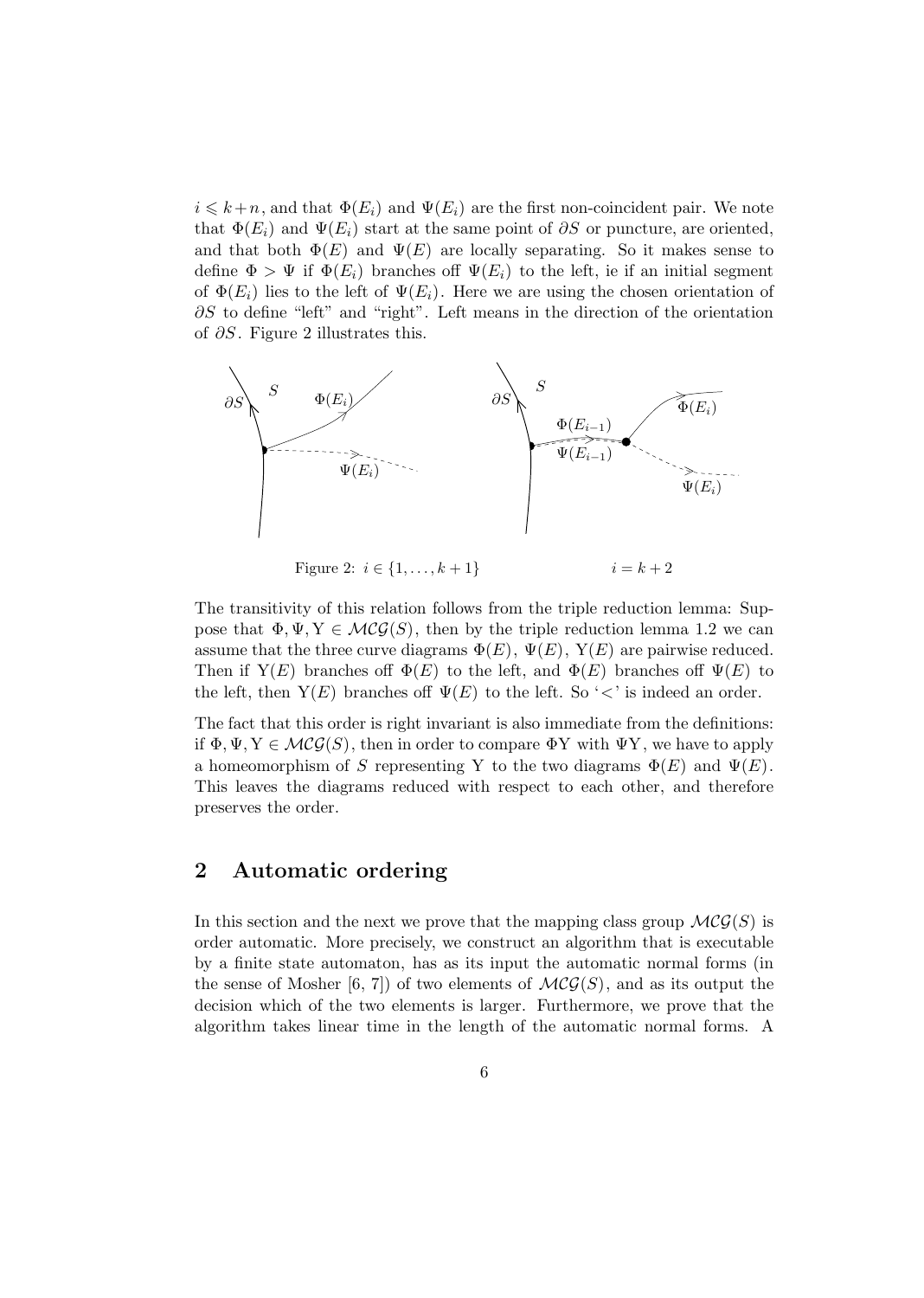$i \leqslant k+n$, and that $\Phi(E_i)$ and $\Psi(E_i)$ are the first non-coincident pair. We note that $\Phi(E_i)$ and $\Psi(E_i)$ start at the same point of $\partial S$ or puncture, are oriented, and that both $\Phi(E)$ and $\Psi(E)$ are locally separating. So it makes sense to define $\Phi > \Psi$ if $\Phi(E_i)$ branches off $\Psi(E_i)$ to the left, ie if an initial segment of $\Phi(E_i)$ lies to the left of $\Psi(E_i)$. Here we are using the chosen orientation of $\partial S$ to define "left" and "right". Left means in the direction of the orientation of $\partial S$. Figure 2 illustrates this.

Figure 2: $i \in \{1, \ldots, k+1\}$ $\qquad$ $i = k+2$

The transitivity of this relation follows from the triple reduction lemma: Suppose that $\Phi, \Psi, \Upsilon \in \mathcal{MCG}(S)$, then by the triple reduction lemma 1.2 we can assume that the three curve diagrams $\Phi(E)$, $\Psi(E)$, $\Upsilon(E)$ are pairwise reduced. Then if $\Upsilon(E)$ branches off $\Phi(E)$ to the left, and $\Phi(E)$ branches off $\Psi(E)$ to the left, then $\Upsilon(E)$ branches off $\Psi(E)$ to the left. So '$<$' is indeed an order.

The fact that this order is right invariant is also immediate from the definitions: if $\Phi, \Psi, \Upsilon \in \mathcal{MCG}(S)$, then in order to compare $\Phi\Upsilon$ with $\Psi\Upsilon$, we have to apply a homeomorphism of $S$ representing $\Upsilon$ to the two diagrams $\Phi(E)$ and $\Psi(E)$. This leaves the diagrams reduced with respect to each other, and therefore preserves the order.

## 2 Automatic ordering

In this section and the next we prove that the mapping class group $\mathcal{MCG}(S)$ is order automatic. More precisely, we construct an algorithm that is executable by a finite state automaton, has as its input the automatic normal forms (in the sense of Mosher [6, 7]) of two elements of $\mathcal{MCG}(S)$, and as its output the decision which of the two elements is larger. Furthermore, we prove that the algorithm takes linear time in the length of the automatic normal forms. A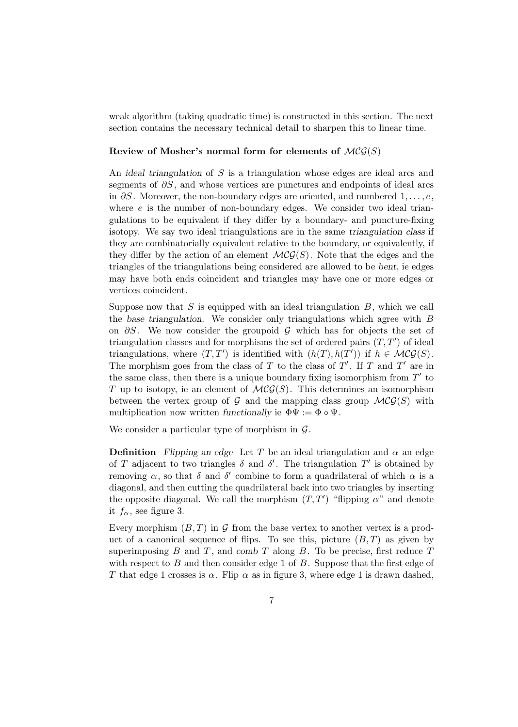weak algorithm (taking quadratic time) is constructed in this section. The next section contains the necessary technical detail to sharpen this to linear time.

### Review of Mosher's normal form for elements of $\mathcal{MCG}(S)$

An *ideal triangulation* of $S$ is a triangulation whose edges are ideal arcs and segments of $\partial S$, and whose vertices are punctures and endpoints of ideal arcs in $\partial S$. Moreover, the non-boundary edges are oriented, and numbered $1, \ldots, e$, where $e$ is the number of non-boundary edges. We consider two ideal triangulations to be equivalent if they differ by a boundary- and puncture-fixing isotopy. We say two ideal triangulations are in the same *triangulation class* if they are combinatorially equivalent relative to the boundary, or equivalently, if they differ by the action of an element $\mathcal{MCG}(S)$. Note that the edges and the triangles of the triangulations being considered are allowed to be *bent*, ie edges may have both ends coincident and triangles may have one or more edges or vertices coincident.

Suppose now that $S$ is equipped with an ideal triangulation $B$, which we call the *base triangulation*. We consider only triangulations which agree with $B$ on $\partial S$. We now consider the groupoid $\mathcal{G}$ which has for objects the set of triangulation classes and for morphisms the set of ordered pairs $(T, T')$ of ideal triangulations, where $(T, T')$ is identified with $(h(T), h(T'))$ if $h \in \mathcal{MCG}(S)$. The morphism goes from the class of $T$ to the class of $T'$. If $T$ and $T'$ are in the same class, then there is a unique boundary fixing isomorphism from $T'$ to $T$ up to isotopy, ie an element of $\mathcal{MCG}(S)$. This determines an isomorphism between the vertex group of $\mathcal{G}$ and the mapping class group $\mathcal{MCG}(S)$ with multiplication now written *functionally* ie $\Phi\Psi := \Phi \circ \Psi$.

We consider a particular type of morphism in $\mathcal{G}$.

**Definition** *Flipping an edge* Let $T$ be an ideal triangulation and $\alpha$ an edge of $T$ adjacent to two triangles $\delta$ and $\delta'$. The triangulation $T'$ is obtained by removing $\alpha$, so that $\delta$ and $\delta'$ combine to form a quadrilateral of which $\alpha$ is a diagonal, and then cutting the quadrilateral back into two triangles by inserting the opposite diagonal. We call the morphism $(T, T')$ "flipping $\alpha$" and denote it $f_\alpha$, see figure 3.

Every morphism $(B, T)$ in $\mathcal{G}$ from the base vertex to another vertex is a product of a canonical sequence of flips. To see this, picture $(B, T)$ as given by superimposing $B$ and $T$, and *comb* $T$ along $B$. To be precise, first reduce $T$ with respect to $B$ and then consider edge 1 of $B$. Suppose that the first edge of $T$ that edge 1 crosses is $\alpha$. Flip $\alpha$ as in figure 3, where edge 1 is drawn dashed,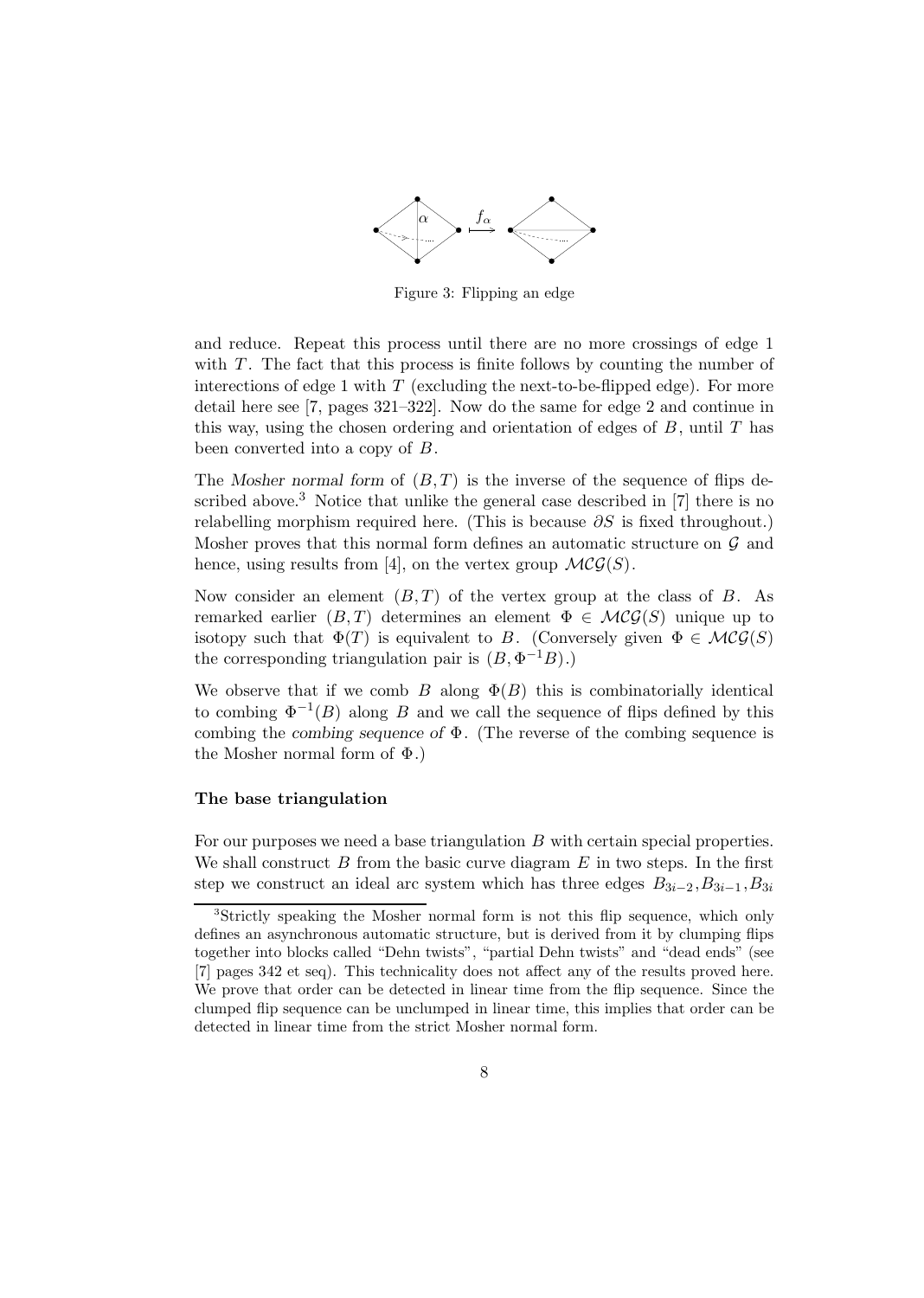Figure 3: Flipping an edge

and reduce. Repeat this process until there are no more crossings of edge 1 with $T$. The fact that this process is finite follows by counting the number of interections of edge 1 with $T$ (excluding the next-to-be-flipped edge). For more detail here see [7, pages 321–322]. Now do the same for edge 2 and continue in this way, using the chosen ordering and orientation of edges of $B$, until $T$ has been converted into a copy of $B$.

The *Mosher normal form* of $(B,T)$ is the inverse of the sequence of flips described above.[3] Notice that unlike the general case described in [7] there is no relabelling morphism required here. (This is because $\partial S$ is fixed throughout.) Mosher proves that this normal form defines an automatic structure on $\mathcal{G}$ and hence, using results from [4], on the vertex group $\mathcal{MCG}(S)$.

Now consider an element $(B,T)$ of the vertex group at the class of $B$. As remarked earlier $(B,T)$ determines an element $\Phi \in \mathcal{MCG}(S)$ unique up to isotopy such that $\Phi(T)$ is equivalent to $B$. (Conversely given $\Phi \in \mathcal{MCG}(S)$ the corresponding triangulation pair is $(B, \Phi^{-1}B)$.)

We observe that if we comb $B$ along $\Phi(B)$ this is combinatorially identical to combing $\Phi^{-1}(B)$ along $B$ and we call the sequence of flips defined by this combing the *combing sequence of* $\Phi$. (The reverse of the combing sequence is the Mosher normal form of $\Phi$.)

**The base triangulation**

For our purposes we need a base triangulation $B$ with certain special properties. We shall construct $B$ from the basic curve diagram $E$ in two steps. In the first step we construct an ideal arc system which has three edges $B_{3i-2}, B_{3i-1}, B_{3i}$

[3] Strictly speaking the Mosher normal form is not this flip sequence, which only defines an asynchronous automatic structure, but is derived from it by clumping flips together into blocks called "Dehn twists", "partial Dehn twists" and "dead ends" (see [7] pages 342 et seq). This technicality does not affect any of the results proved here. We prove that order can be detected in linear time from the flip sequence. Since the clumped flip sequence can be unclumped in linear time, this implies that order can be detected in linear time from the strict Mosher normal form.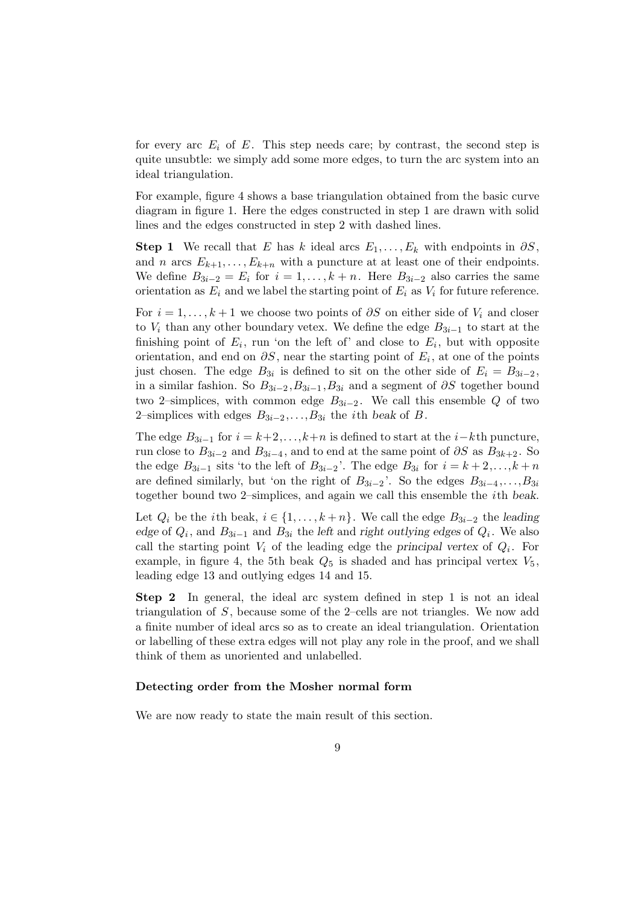for every arc $E_i$ of $E$. This step needs care; by contrast, the second step is quite unsubtle: we simply add some more edges, to turn the arc system into an ideal triangulation.

For example, figure 4 shows a base triangulation obtained from the basic curve diagram in figure 1. Here the edges constructed in step 1 are drawn with solid lines and the edges constructed in step 2 with dashed lines.

**Step 1** We recall that $E$ has $k$ ideal arcs $E_1, \dots, E_k$ with endpoints in $\partial S$, and $n$ arcs $E_{k+1}, \dots, E_{k+n}$ with a puncture at at least one of their endpoints. We define $B_{3i-2} = E_i$ for $i = 1, \dots, k+n$. Here $B_{3i-2}$ also carries the same orientation as $E_i$ and we label the starting point of $E_i$ as $V_i$ for future reference.

For $i = 1, \dots, k+1$ we choose two points of $\partial S$ on either side of $V_i$ and closer to $V_i$ than any other boundary vetex. We define the edge $B_{3i-1}$ to start at the finishing point of $E_i$, run 'on the left of' and close to $E_i$, but with opposite orientation, and end on $\partial S$, near the starting point of $E_i$, at one of the points just chosen. The edge $B_{3i}$ is defined to sit on the other side of $E_i = B_{3i-2}$, in a similar fashion. So $B_{3i-2}, B_{3i-1}, B_{3i}$ and a segment of $\partial S$ together bound two 2–simplices, with common edge $B_{3i-2}$. We call this ensemble $Q$ of two 2–simplices with edges $B_{3i-2}, \dots, B_{3i}$ the $i$th *beak* of $B$.

The edge $B_{3i-1}$ for $i = k+2, \dots, k+n$ is defined to start at the $i-k$th puncture, run close to $B_{3i-2}$ and $B_{3i-4}$, and to end at the same point of $\partial S$ as $B_{3k+2}$. So the edge $B_{3i-1}$ sits 'to the left of $B_{3i-2}$'. The edge $B_{3i}$ for $i = k+2, \dots, k+n$ are defined similarly, but 'on the right of $B_{3i-2}$'. So the edges $B_{3i-4}, \dots, B_{3i}$ together bound two 2–simplices, and again we call this ensemble the $i$th *beak*.

Let $Q_i$ be the $i$th beak, $i \in \{1, \dots, k+n\}$. We call the edge $B_{3i-2}$ the *leading edge* of $Q_i$, and $B_{3i-1}$ and $B_{3i}$ the *left* and *right outlying edges* of $Q_i$. We also call the starting point $V_i$ of the leading edge the *principal vertex* of $Q_i$. For example, in figure 4, the 5th beak $Q_5$ is shaded and has principal vertex $V_5$, leading edge 13 and outlying edges 14 and 15.

**Step 2** In general, the ideal arc system defined in step 1 is not an ideal triangulation of $S$, because some of the 2–cells are not triangles. We now add a finite number of ideal arcs so as to create an ideal triangulation. Orientation or labelling of these extra edges will not play any role in the proof, and we shall think of them as unoriented and unlabelled.

#### Detecting order from the Mosher normal form

We are now ready to state the main result of this section.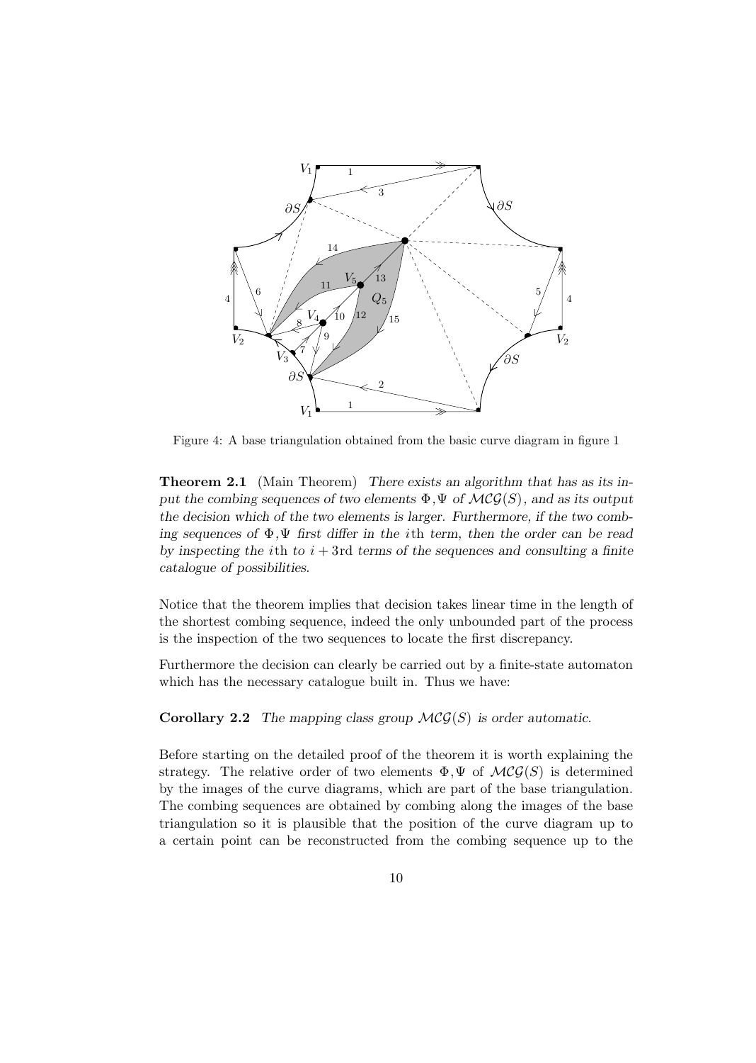Figure 4: A base triangulation obtained from the basic curve diagram in figure 1

**Theorem 2.1** (Main Theorem) *There exists an algorithm that has as its input the combing sequences of two elements $\Phi, \Psi$ of $\mathcal{MCG}(S)$, and as its output the decision which of the two elements is larger. Furthermore, if the two combing sequences of $\Phi, \Psi$ first differ in the $i$th term, then the order can be read by inspecting the $i$th to $i+3$rd terms of the sequences and consulting a finite catalogue of possibilities.*

Notice that the theorem implies that decision takes linear time in the length of the shortest combing sequence, indeed the only unbounded part of the process is the inspection of the two sequences to locate the first discrepancy.

Furthermore the decision can clearly be carried out by a finite-state automaton which has the necessary catalogue built in. Thus we have:

**Corollary 2.2** *The mapping class group $\mathcal{MCG}(S)$ is order automatic.*

Before starting on the detailed proof of the theorem it is worth explaining the strategy. The relative order of two elements $\Phi, \Psi$ of $\mathcal{MCG}(S)$ is determined by the images of the curve diagrams, which are part of the base triangulation. The combing sequences are obtained by combing along the images of the base triangulation so it is plausible that the position of the curve diagram up to a certain point can be reconstructed from the combing sequence up to the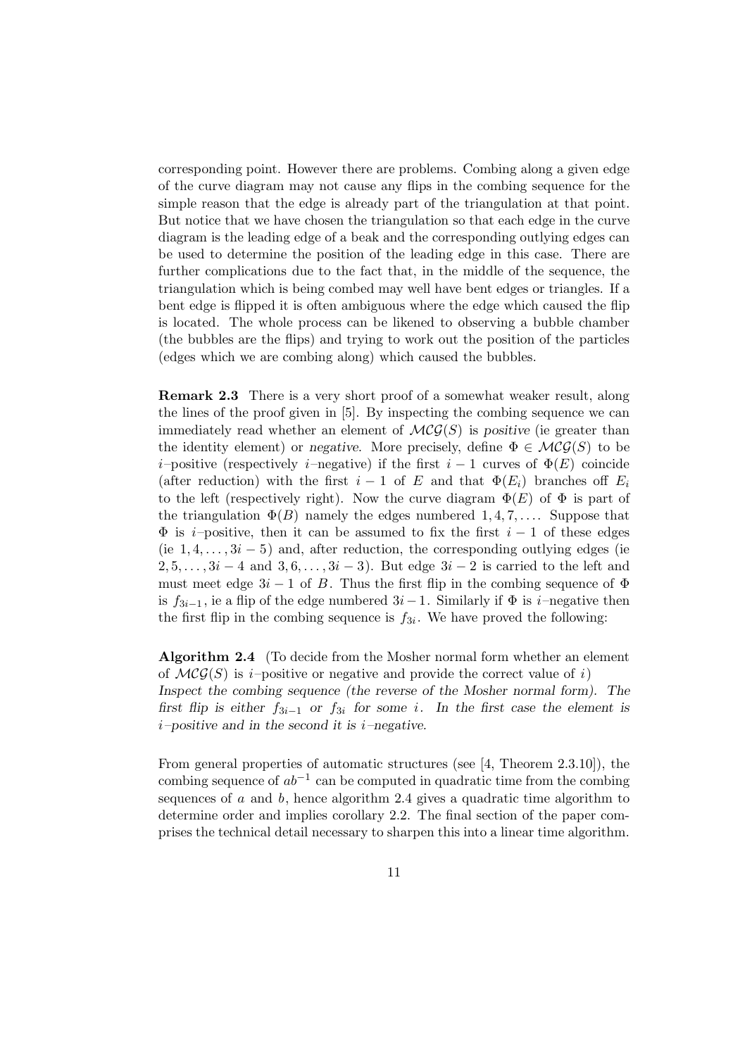corresponding point. However there are problems. Combing along a given edge of the curve diagram may not cause any flips in the combing sequence for the simple reason that the edge is already part of the triangulation at that point. But notice that we have chosen the triangulation so that each edge in the curve diagram is the leading edge of a beak and the corresponding outlying edges can be used to determine the position of the leading edge in this case. There are further complications due to the fact that, in the middle of the sequence, the triangulation which is being combed may well have bent edges or triangles. If a bent edge is flipped it is often ambiguous where the edge which caused the flip is located. The whole process can be likened to observing a bubble chamber (the bubbles are the flips) and trying to work out the position of the particles (edges which we are combing along) which caused the bubbles.

**Remark 2.3** There is a very short proof of a somewhat weaker result, along the lines of the proof given in [5]. By inspecting the combing sequence we can immediately read whether an element of $\mathcal{MCG}(S)$ is *positive* (ie greater than the identity element) or *negative*. More precisely, define $\Phi \in \mathcal{MCG}(S)$ to be $i$–positive (respectively $i$–negative) if the first $i-1$ curves of $\Phi(E)$ coincide (after reduction) with the first $i-1$ of $E$ and that $\Phi(E_i)$ branches off $E_i$ to the left (respectively right). Now the curve diagram $\Phi(E)$ of $\Phi$ is part of the triangulation $\Phi(B)$ namely the edges numbered $1, 4, 7, \ldots$. Suppose that $\Phi$ is $i$–positive, then it can be assumed to fix the first $i-1$ of these edges (ie $1, 4, \ldots, 3i-5$) and, after reduction, the corresponding outlying edges (ie $2, 5, \ldots, 3i-4$ and $3, 6, \ldots, 3i-3$). But edge $3i-2$ is carried to the left and must meet edge $3i-1$ of $B$. Thus the first flip in the combing sequence of $\Phi$ is $f_{3i-1}$, ie a flip of the edge numbered $3i-1$. Similarly if $\Phi$ is $i$–negative then the first flip in the combing sequence is $f_{3i}$. We have proved the following:

**Algorithm 2.4** (To decide from the Mosher normal form whether an element of $\mathcal{MCG}(S)$ is $i$–positive or negative and provide the correct value of $i$)
*Inspect the combing sequence (the reverse of the Mosher normal form). The first flip is either $f_{3i-1}$ or $f_{3i}$ for some $i$. In the first case the element is $i$–positive and in the second it is $i$–negative.*

From general properties of automatic structures (see [4, Theorem 2.3.10]), the combing sequence of $ab^{-1}$ can be computed in quadratic time from the combing sequences of $a$ and $b$, hence algorithm 2.4 gives a quadratic time algorithm to determine order and implies corollary 2.2. The final section of the paper comprises the technical detail necessary to sharpen this into a linear time algorithm.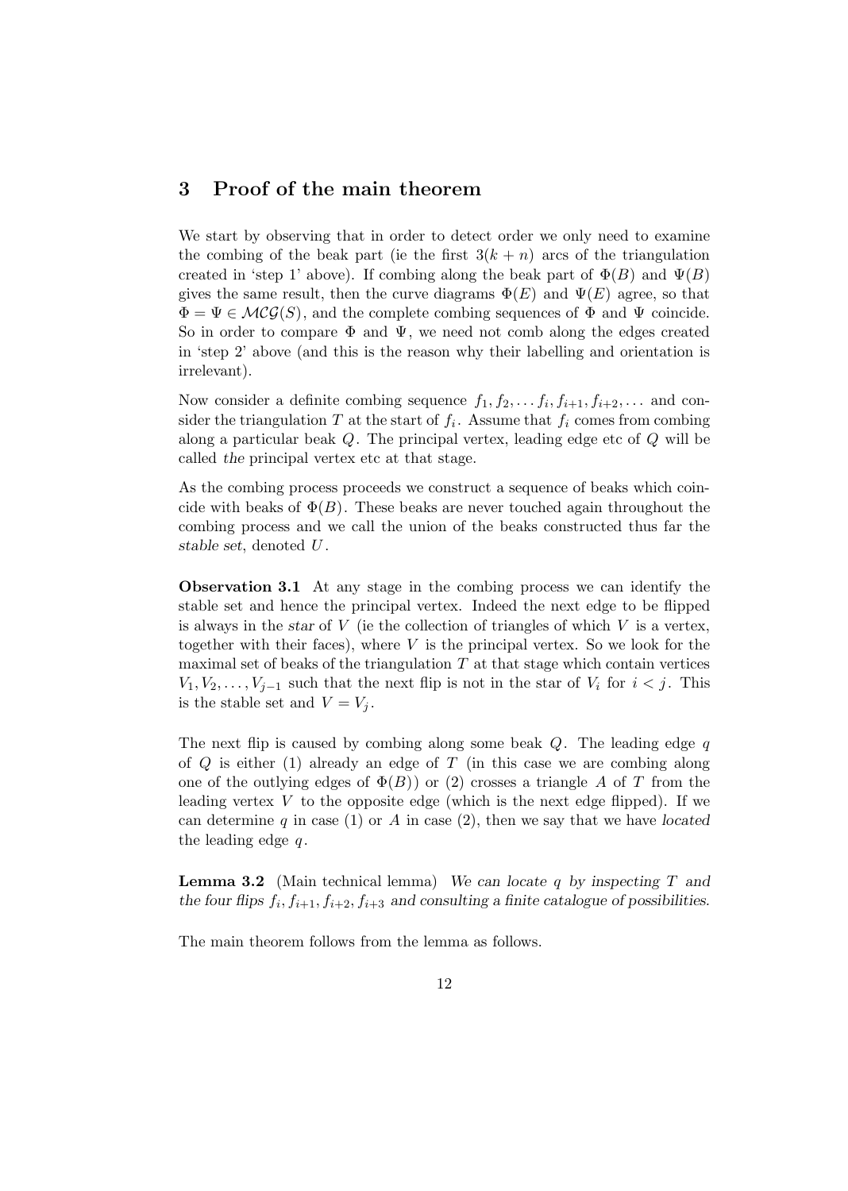## 3 Proof of the main theorem

We start by observing that in order to detect order we only need to examine the combing of the beak part (ie the first $3(k+n)$ arcs of the triangulation created in 'step 1' above). If combing along the beak part of $\Phi(B)$ and $\Psi(B)$ gives the same result, then the curve diagrams $\Phi(E)$ and $\Psi(E)$ agree, so that $\Phi = \Psi \in \mathcal{MCG}(S)$, and the complete combing sequences of $\Phi$ and $\Psi$ coincide. So in order to compare $\Phi$ and $\Psi$, we need not comb along the edges created in 'step 2' above (and this is the reason why their labelling and orientation is irrelevant).

Now consider a definite combing sequence $f_1, f_2, \ldots f_i, f_{i+1}, f_{i+2}, \ldots$ and consider the triangulation $T$ at the start of $f_i$. Assume that $f_i$ comes from combing along a particular beak $Q$. The principal vertex, leading edge etc of $Q$ will be called *the* principal vertex etc at that stage.

As the combing process proceeds we construct a sequence of beaks which coincide with beaks of $\Phi(B)$. These beaks are never touched again throughout the combing process and we call the union of the beaks constructed thus far the *stable set*, denoted $U$.

**Observation 3.1** At any stage in the combing process we can identify the stable set and hence the principal vertex. Indeed the next edge to be flipped is always in the *star* of $V$ (ie the collection of triangles of which $V$ is a vertex, together with their faces), where $V$ is the principal vertex. So we look for the maximal set of beaks of the triangulation $T$ at that stage which contain vertices $V_1, V_2, \ldots, V_{j-1}$ such that the next flip is not in the star of $V_i$ for $i < j$. This is the stable set and $V = V_j$.

The next flip is caused by combing along some beak $Q$. The leading edge $q$ of $Q$ is either (1) already an edge of $T$ (in this case we are combing along one of the outlying edges of $\Phi(B)$) or (2) crosses a triangle $A$ of $T$ from the leading vertex $V$ to the opposite edge (which is the next edge flipped). If we can determine $q$ in case (1) or $A$ in case (2), then we say that we have *located* the leading edge $q$.

**Lemma 3.2** (Main technical lemma) *We can locate $q$ by inspecting $T$ and the four flips $f_i, f_{i+1}, f_{i+2}, f_{i+3}$ and consulting a finite catalogue of possibilities.*

The main theorem follows from the lemma as follows.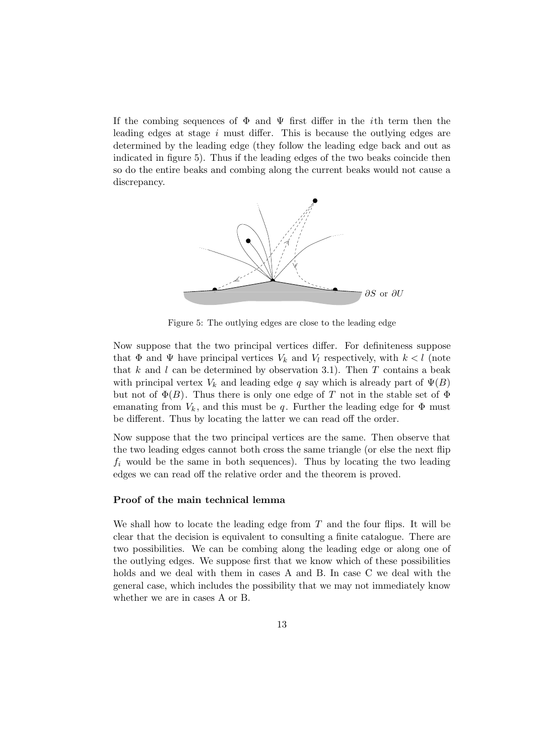If the combing sequences of $\Phi$ and $\Psi$ first differ in the $i$th term then the leading edges at stage $i$ must differ. This is because the outlying edges are determined by the leading edge (they follow the leading edge back and out as indicated in figure 5). Thus if the leading edges of the two beaks coincide then so do the entire beaks and combing along the current beaks would not cause a discrepancy.

Figure 5: The outlying edges are close to the leading edge

Now suppose that the two principal vertices differ. For definiteness suppose that $\Phi$ and $\Psi$ have principal vertices $V_k$ and $V_l$ respectively, with $k < l$ (note that $k$ and $l$ can be determined by observation 3.1). Then $T$ contains a beak with principal vertex $V_k$ and leading edge $q$ say which is already part of $\Psi(B)$ but not of $\Phi(B)$. Thus there is only one edge of $T$ not in the stable set of $\Phi$ emanating from $V_k$, and this must be $q$. Further the leading edge for $\Phi$ must be different. Thus by locating the latter we can read off the order.

Now suppose that the two principal vertices are the same. Then observe that the two leading edges cannot both cross the same triangle (or else the next flip $f_i$ would be the same in both sequences). Thus by locating the two leading edges we can read off the relative order and the theorem is proved.

**Proof of the main technical lemma**

We shall how to locate the leading edge from $T$ and the four flips. It will be clear that the decision is equivalent to consulting a finite catalogue. There are two possibilities. We can be combing along the leading edge or along one of the outlying edges. We suppose first that we know which of these possibilities holds and we deal with them in cases A and B. In case C we deal with the general case, which includes the possibility that we may not immediately know whether we are in cases A or B.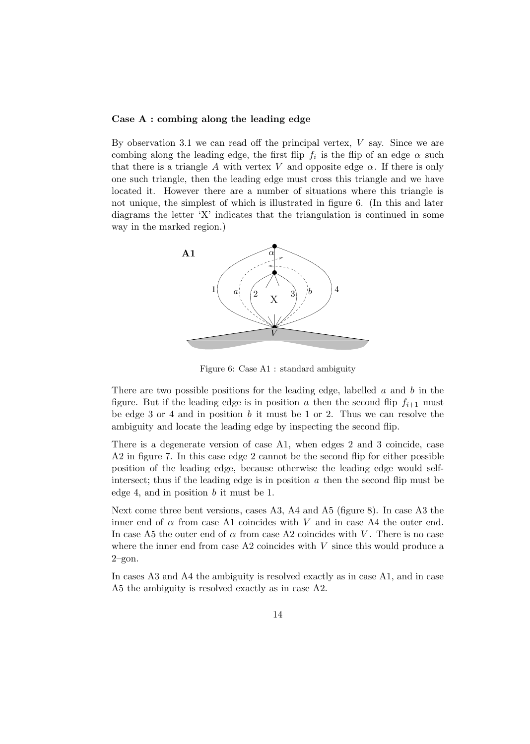**Case A : combing along the leading edge**

By observation 3.1 we can read off the principal vertex, $V$ say. Since we are combing along the leading edge, the first flip $f_i$ is the flip of an edge $\alpha$ such that there is a triangle $A$ with vertex $V$ and opposite edge $\alpha$. If there is only one such triangle, then the leading edge must cross this triangle and we have located it. However there are a number of situations where this triangle is not unique, the simplest of which is illustrated in figure 6. (In this and later diagrams the letter 'X' indicates that the triangulation is continued in some way in the marked region.)

Figure 6: Case A1 : standard ambiguity

There are two possible positions for the leading edge, labelled $a$ and $b$ in the figure. But if the leading edge is in position $a$ then the second flip $f_{i+1}$ must be edge 3 or 4 and in position $b$ it must be 1 or 2. Thus we can resolve the ambiguity and locate the leading edge by inspecting the second flip.

There is a degenerate version of case A1, when edges 2 and 3 coincide, case A2 in figure 7. In this case edge 2 cannot be the second flip for either possible position of the leading edge, because otherwise the leading edge would self-intersect; thus if the leading edge is in position $a$ then the second flip must be edge 4, and in position $b$ it must be 1.

Next come three bent versions, cases A3, A4 and A5 (figure 8). In case A3 the inner end of $\alpha$ from case A1 coincides with $V$ and in case A4 the outer end. In case A5 the outer end of $\alpha$ from case A2 coincides with $V$. There is no case where the inner end from case A2 coincides with $V$ since this would produce a 2–gon.

In cases A3 and A4 the ambiguity is resolved exactly as in case A1, and in case A5 the ambiguity is resolved exactly as in case A2.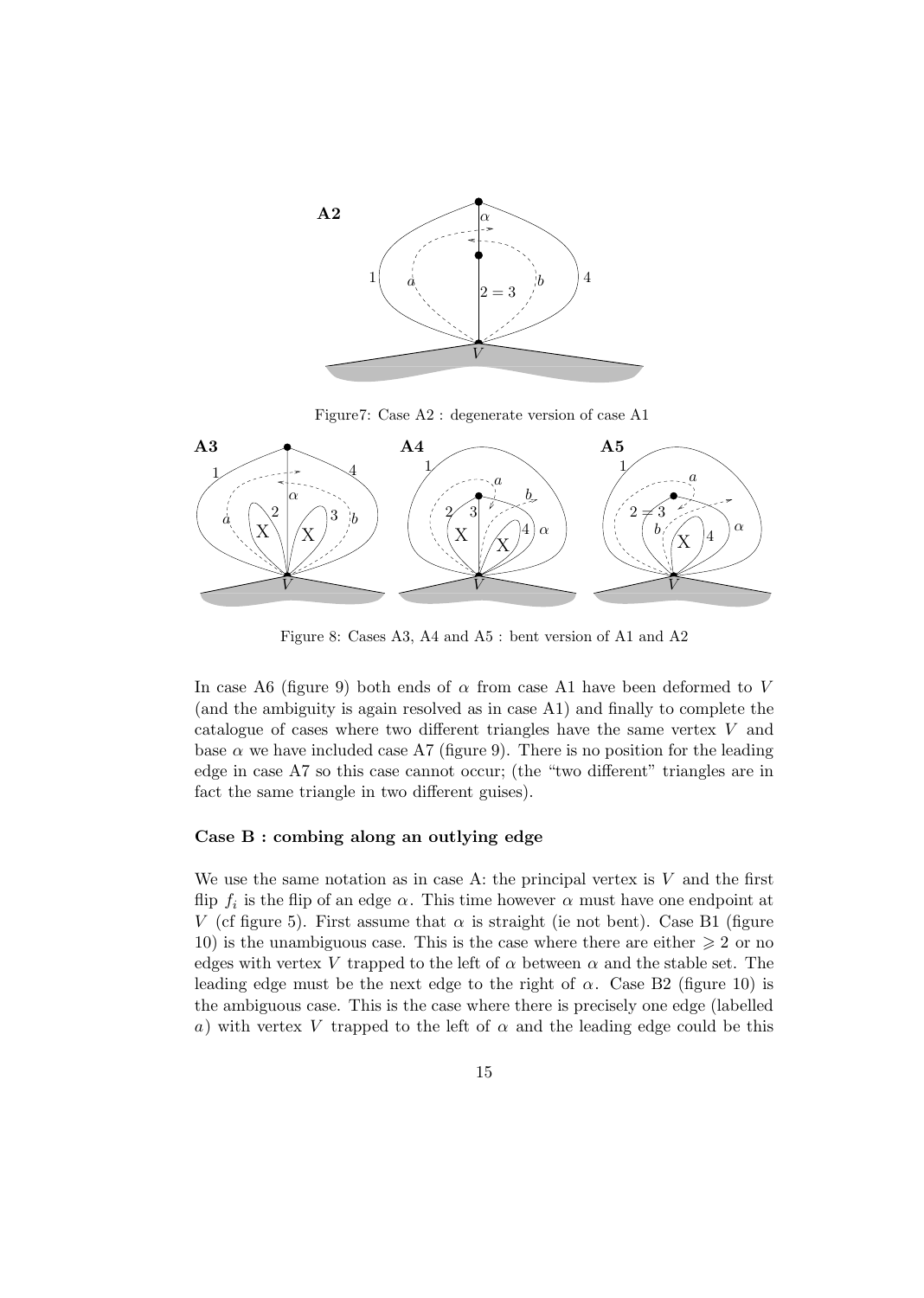Figure7: Case A2 : degenerate version of case A1

Figure 8: Cases A3, A4 and A5 : bent version of A1 and A2

In case A6 (figure 9) both ends of $\alpha$ from case A1 have been deformed to $V$ (and the ambiguity is again resolved as in case A1) and finally to complete the catalogue of cases where two different triangles have the same vertex $V$ and base $\alpha$ we have included case A7 (figure 9). There is no position for the leading edge in case A7 so this case cannot occur; (the "two different" triangles are in fact the same triangle in two different guises).

### Case B : combing along an outlying edge

We use the same notation as in case A: the principal vertex is $V$ and the first flip $f_i$ is the flip of an edge $\alpha$. This time however $\alpha$ must have one endpoint at $V$ (cf figure 5). First assume that $\alpha$ is straight (ie not bent). Case B1 (figure 10) is the unambiguous case. This is the case where there are either $\geqslant 2$ or no edges with vertex $V$ trapped to the left of $\alpha$ between $\alpha$ and the stable set. The leading edge must be the next edge to the right of $\alpha$. Case B2 (figure 10) is the ambiguous case. This is the case where there is precisely one edge (labelled $a$) with vertex $V$ trapped to the left of $\alpha$ and the leading edge could be this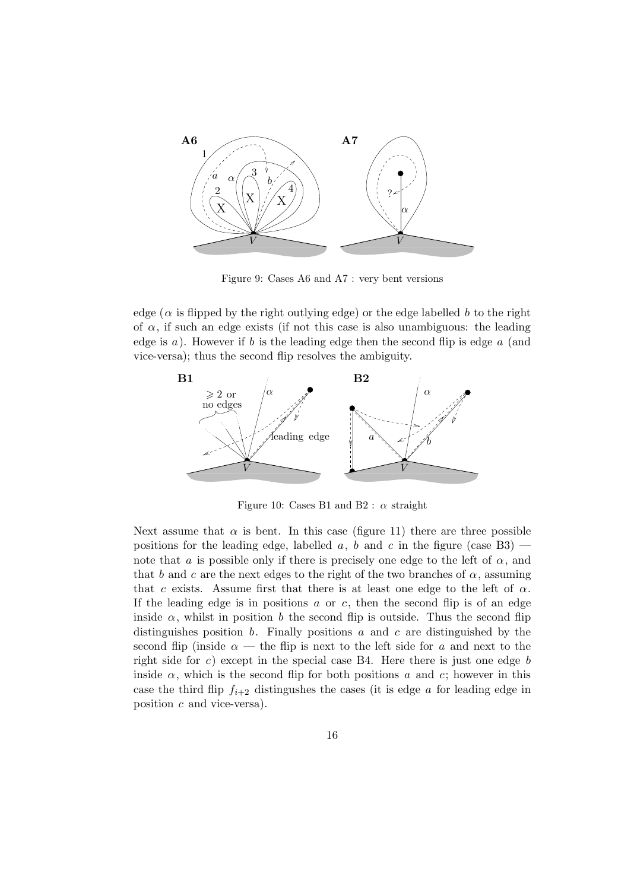Figure 9: Cases A6 and A7 : very bent versions

edge ($\alpha$ is flipped by the right outlying edge) or the edge labelled $b$ to the right of $\alpha$, if such an edge exists (if not this case is also unambiguous: the leading edge is $a$). However if $b$ is the leading edge then the second flip is edge $a$ (and vice-versa); thus the second flip resolves the ambiguity.

Figure 10: Cases B1 and B2 : $\alpha$ straight

Next assume that $\alpha$ is bent. In this case (figure 11) there are three possible positions for the leading edge, labelled $a$, $b$ and $c$ in the figure (case B3) — note that $a$ is possible only if there is precisely one edge to the left of $\alpha$, and that $b$ and $c$ are the next edges to the right of the two branches of $\alpha$, assuming that $c$ exists. Assume first that there is at least one edge to the left of $\alpha$. If the leading edge is in positions $a$ or $c$, then the second flip is of an edge inside $\alpha$, whilst in position $b$ the second flip is outside. Thus the second flip distinguishes position $b$. Finally positions $a$ and $c$ are distinguished by the second flip (inside $\alpha$ — the flip is next to the left side for $a$ and next to the right side for $c$) except in the special case B4. Here there is just one edge $b$ inside $\alpha$, which is the second flip for both positions $a$ and $c$; however in this case the third flip $f_{i+2}$ distingushes the cases (it is edge $a$ for leading edge in position $c$ and vice-versa).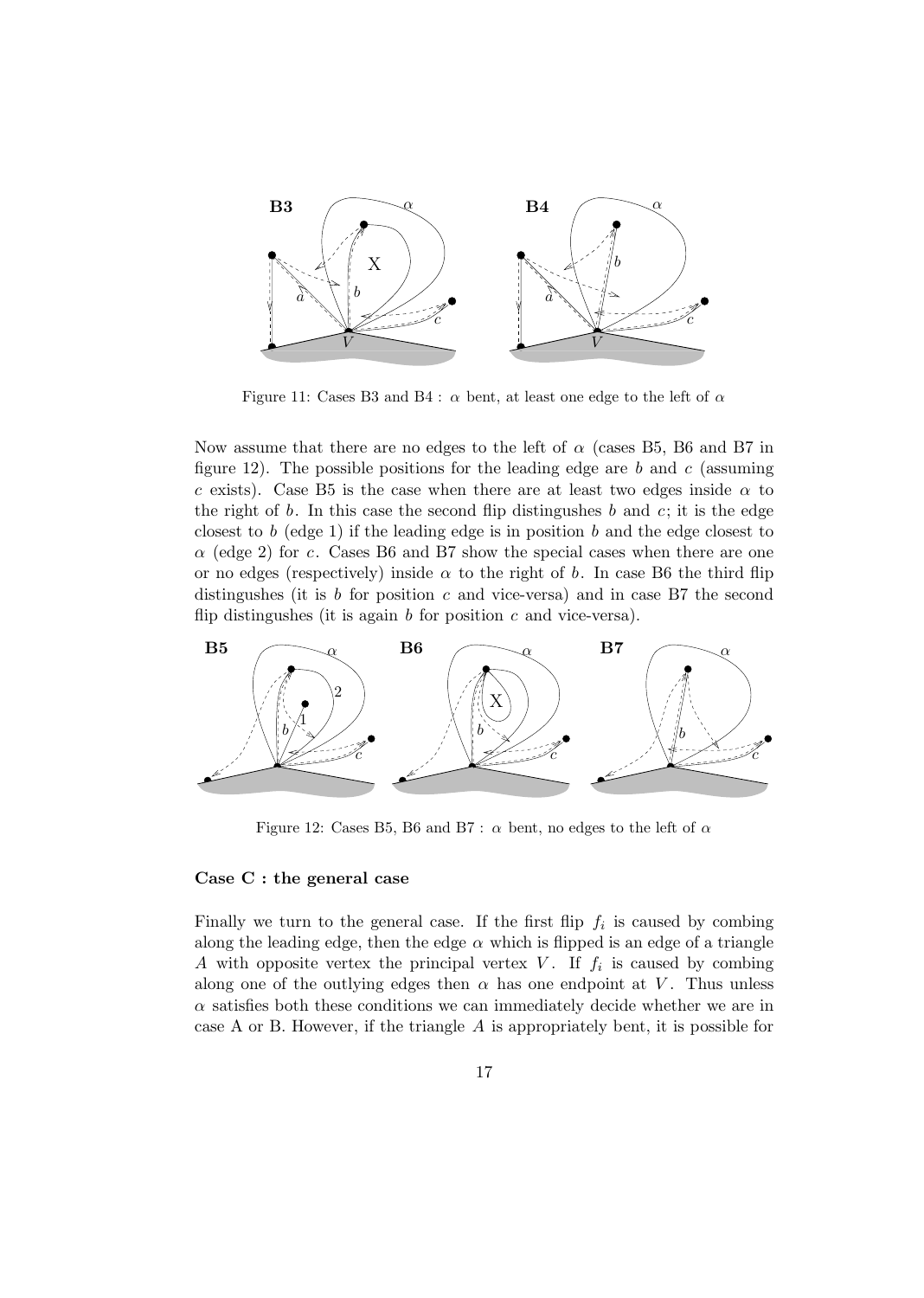Figure 11: Cases B3 and B4 : $\alpha$ bent, at least one edge to the left of $\alpha$

Now assume that there are no edges to the left of $\alpha$ (cases B5, B6 and B7 in figure 12). The possible positions for the leading edge are $b$ and $c$ (assuming $c$ exists). Case B5 is the case when there are at least two edges inside $\alpha$ to the right of $b$. In this case the second flip distingushes $b$ and $c$; it is the edge closest to $b$ (edge 1) if the leading edge is in position $b$ and the edge closest to $\alpha$ (edge 2) for $c$. Cases B6 and B7 show the special cases when there are one or no edges (respectively) inside $\alpha$ to the right of $b$. In case B6 the third flip distingushes (it is $b$ for position $c$ and vice-versa) and in case B7 the second flip distingushes (it is again $b$ for position $c$ and vice-versa).

Figure 12: Cases B5, B6 and B7 : $\alpha$ bent, no edges to the left of $\alpha$

### Case C : the general case

Finally we turn to the general case. If the first flip $f_i$ is caused by combing along the leading edge, then the edge $\alpha$ which is flipped is an edge of a triangle $A$ with opposite vertex the principal vertex $V$. If $f_i$ is caused by combing along one of the outlying edges then $\alpha$ has one endpoint at $V$. Thus unless $\alpha$ satisfies both these conditions we can immediately decide whether we are in case A or B. However, if the triangle $A$ is appropriately bent, it is possible for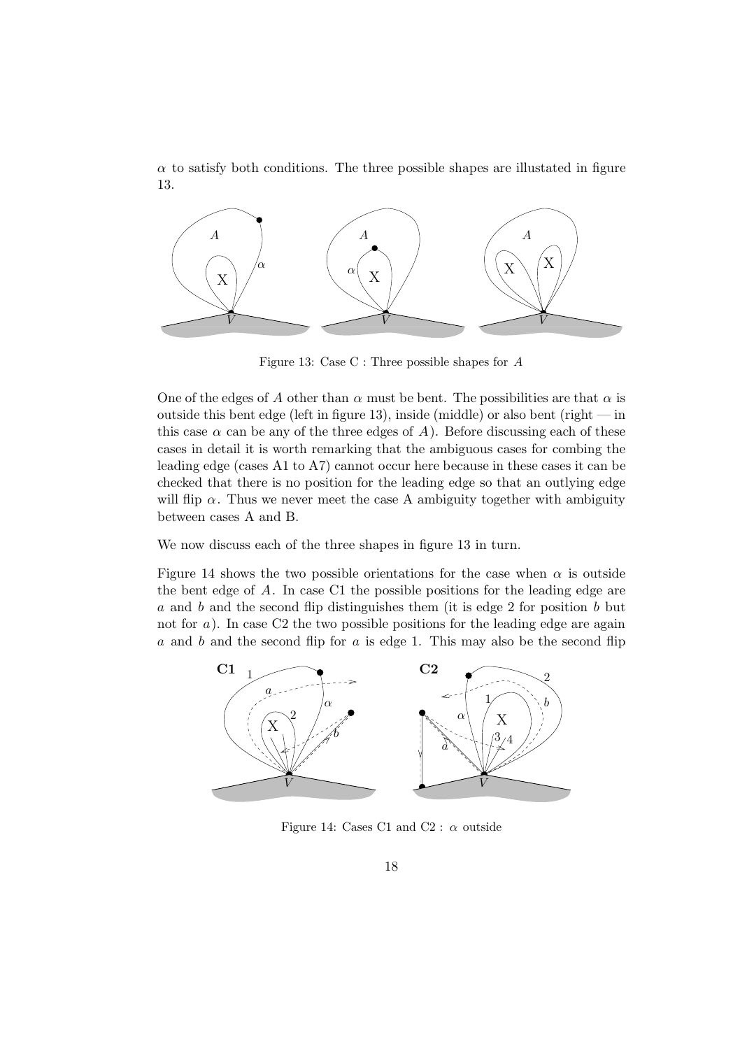$\alpha$ to satisfy both conditions. The three possible shapes are illustated in figure 13.

Figure 13: Case C : Three possible shapes for $A$

One of the edges of $A$ other than $\alpha$ must be bent. The possibilities are that $\alpha$ is outside this bent edge (left in figure 13), inside (middle) or also bent (right — in this case $\alpha$ can be any of the three edges of $A$). Before discussing each of these cases in detail it is worth remarking that the ambiguous cases for combing the leading edge (cases A1 to A7) cannot occur here because in these cases it can be checked that there is no position for the leading edge so that an outlying edge will flip $\alpha$. Thus we never meet the case A ambiguity together with ambiguity between cases A and B.

We now discuss each of the three shapes in figure 13 in turn.

Figure 14 shows the two possible orientations for the case when $\alpha$ is outside the bent edge of $A$. In case C1 the possible positions for the leading edge are $a$ and $b$ and the second flip distinguishes them (it is edge 2 for position $b$ but not for $a$). In case C2 the two possible positions for the leading edge are again $a$ and $b$ and the second flip for $a$ is edge 1. This may also be the second flip

Figure 14: Cases C1 and C2 : $\alpha$ outside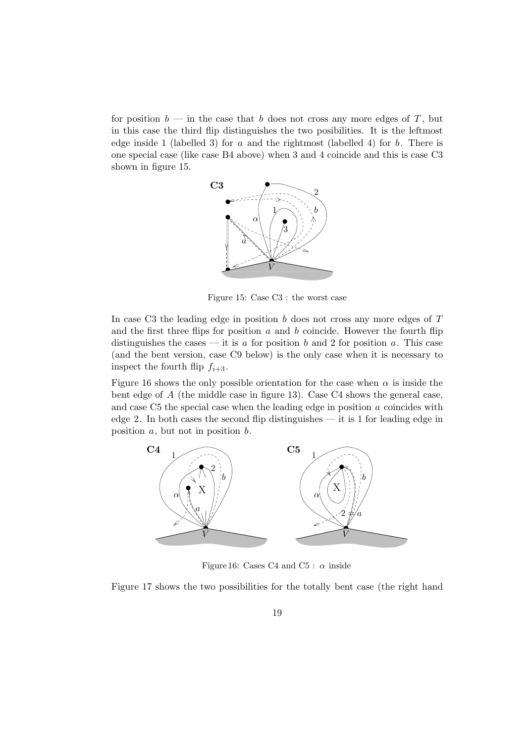for position $b$ — in the case that $b$ does not cross any more edges of $T$, but in this case the third flip distinguishes the two posibilities. It is the leftmost edge inside 1 (labelled 3) for $a$ and the rightmost (labelled 4) for $b$. There is one special case (like case B4 above) when 3 and 4 coincide and this is case C3 shown in figure 15.

Figure 15: Case C3 : the worst case

In case C3 the leading edge in position $b$ does not cross any more edges of $T$ and the first three flips for position $a$ and $b$ coincide. However the fourth flip distinguishes the cases — it is $a$ for position $b$ and 2 for position $a$. This case (and the bent version, case C9 below) is the only case when it is necessary to inspect the fourth flip $f_{i+3}$.

Figure 16 shows the only possible orientation for the case when $\alpha$ is inside the bent edge of $A$ (the middle case in figure 13). Case C4 shows the general case, and case C5 the special case when the leading edge in position $a$ coincides with edge 2. In both cases the second flip distinguishes — it is 1 for leading edge in position $a$, but not in position $b$.

Figure 16: Cases C4 and C5 : $\alpha$ inside

Figure 17 shows the two possibilities for the totally bent case (the right hand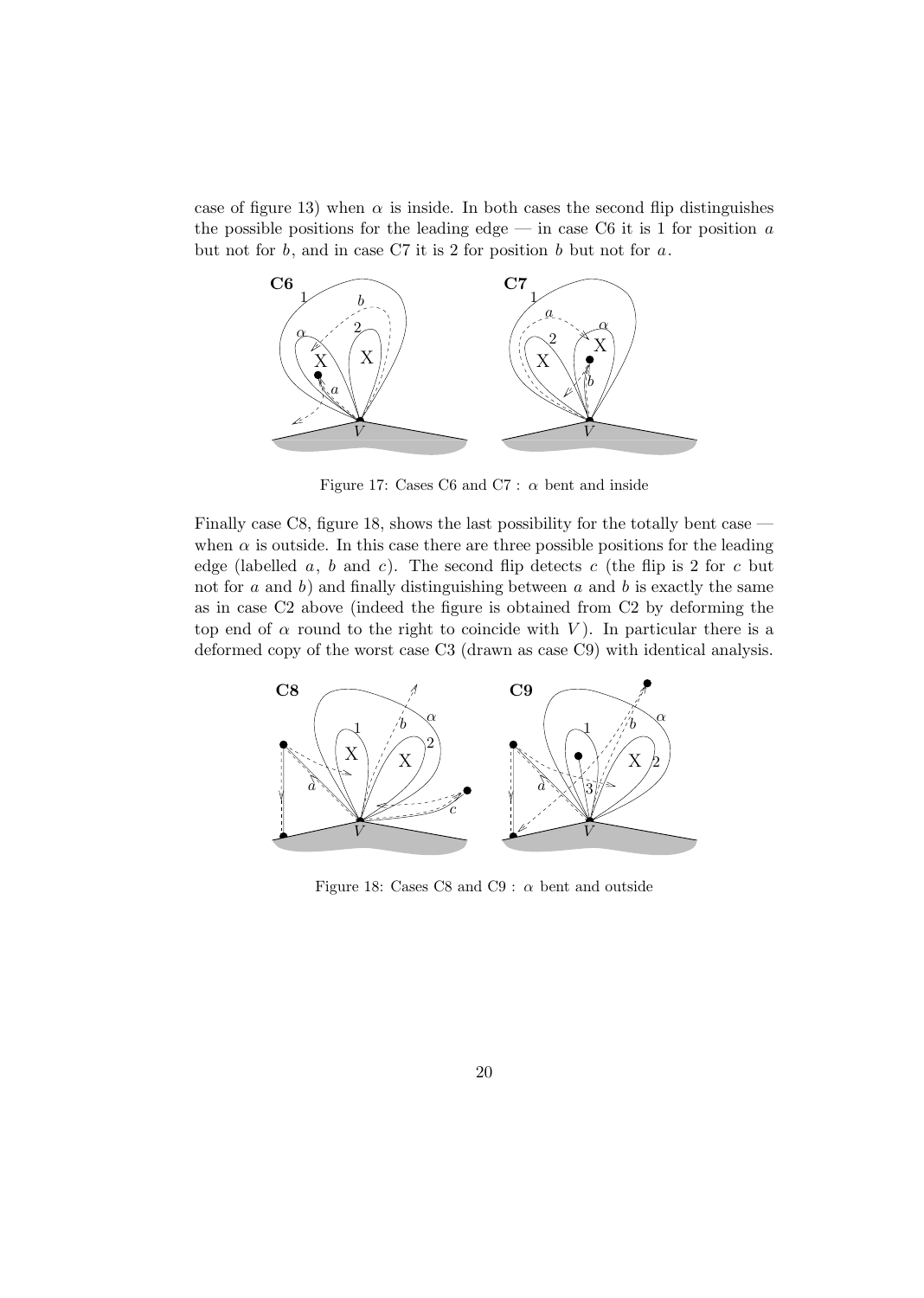case of figure 13) when $\alpha$ is inside. In both cases the second flip distinguishes the possible positions for the leading edge — in case C6 it is 1 for position $a$ but not for $b$, and in case C7 it is 2 for position $b$ but not for $a$.

Figure 17: Cases C6 and C7 : $\alpha$ bent and inside

Finally case C8, figure 18, shows the last possibility for the totally bent case — when $\alpha$ is outside. In this case there are three possible positions for the leading edge (labelled $a$, $b$ and $c$). The second flip detects $c$ (the flip is 2 for $c$ but not for $a$ and $b$) and finally distinguishing between $a$ and $b$ is exactly the same as in case C2 above (indeed the figure is obtained from C2 by deforming the top end of $\alpha$ round to the right to coincide with $V$). In particular there is a deformed copy of the worst case C3 (drawn as case C9) with identical analysis.

Figure 18: Cases C8 and C9 : $\alpha$ bent and outside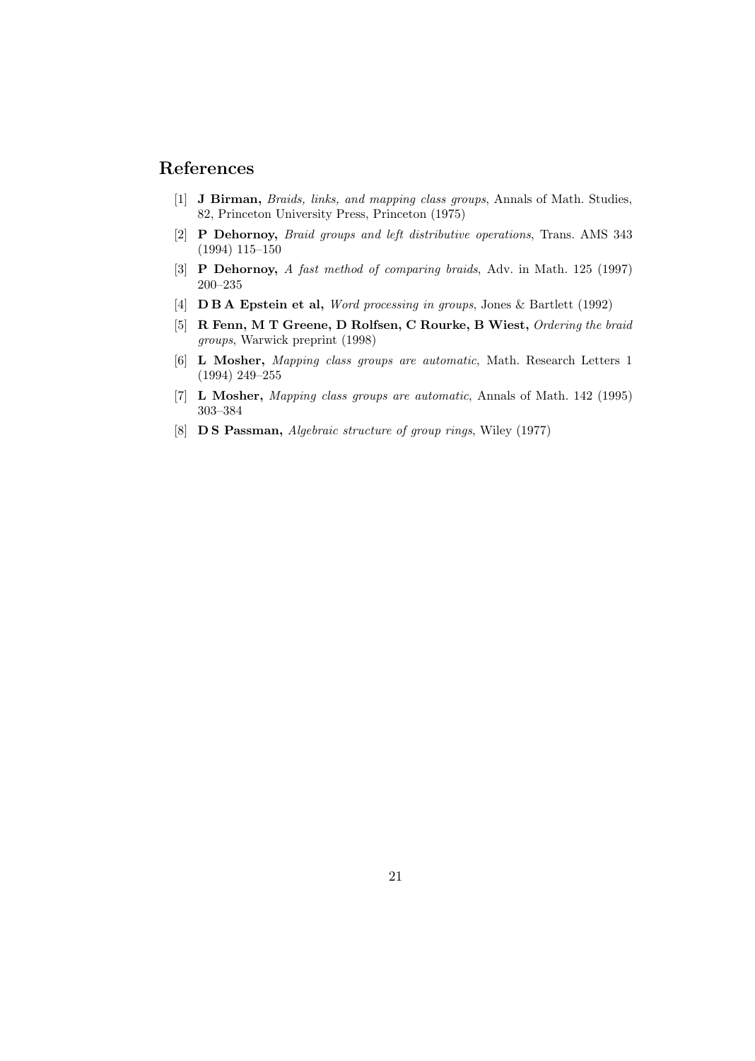## References

[1] **J Birman,** *Braids, links, and mapping class groups*, Annals of Math. Studies, 82, Princeton University Press, Princeton (1975)

[2] **P Dehornoy,** *Braid groups and left distributive operations*, Trans. AMS 343 (1994) 115–150

[3] **P Dehornoy,** *A fast method of comparing braids*, Adv. in Math. 125 (1997) 200–235

[4] **D B A Epstein et al,** *Word processing in groups*, Jones & Bartlett (1992)

[5] **R Fenn, M T Greene, D Rolfsen, C Rourke, B Wiest,** *Ordering the braid groups*, Warwick preprint (1998)

[6] **L Mosher,** *Mapping class groups are automatic*, Math. Research Letters 1 (1994) 249–255

[7] **L Mosher,** *Mapping class groups are automatic*, Annals of Math. 142 (1995) 303–384

[8] **D S Passman,** *Algebraic structure of group rings*, Wiley (1977)